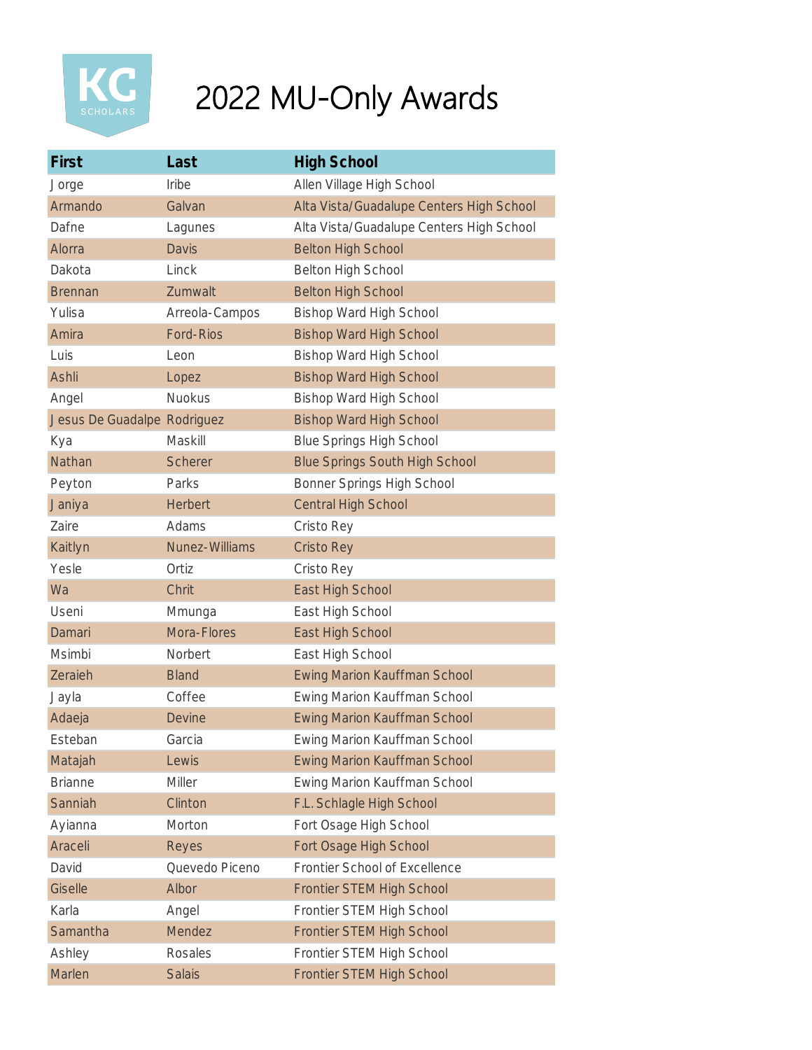# 2022 MU-Only Awards

| First | Last | High School |
|---|---|---|
| Jorge | Iribe | Allen Village High School |
| Armando | Galvan | Alta Vista/Guadalupe Centers High School |
| Dafne | Lagunes | Alta Vista/Guadalupe Centers High School |
| Alorra | Davis | Belton High School |
| Dakota | Linck | Belton High School |
| Brennan | Zumwalt | Belton High School |
| Yulisa | Arreola-Campos | Bishop Ward High School |
| Amira | Ford-Rios | Bishop Ward High School |
| Luis | Leon | Bishop Ward High School |
| Ashli | Lopez | Bishop Ward High School |
| Angel | Nuokus | Bishop Ward High School |
| Jesus De Guadalpe | Rodriguez | Bishop Ward High School |
| Kya | Maskill | Blue Springs High School |
| Nathan | Scherer | Blue Springs South High School |
| Peyton | Parks | Bonner Springs High School |
| Janiya | Herbert | Central High School |
| Zaire | Adams | Cristo Rey |
| Kaitlyn | Nunez-Williams | Cristo Rey |
| Yesle | Ortiz | Cristo Rey |
| Wa | Chrit | East High School |
| Useni | Mmunga | East High School |
| Damari | Mora-Flores | East High School |
| Msimbi | Norbert | East High School |
| Zeraieh | Bland | Ewing Marion Kauffman School |
| Jayla | Coffee | Ewing Marion Kauffman School |
| Adaeja | Devine | Ewing Marion Kauffman School |
| Esteban | Garcia | Ewing Marion Kauffman School |
| Matajah | Lewis | Ewing Marion Kauffman School |
| Brianne | Miller | Ewing Marion Kauffman School |
| Sanniah | Clinton | F.L. Schlagle High School |
| Ayianna | Morton | Fort Osage High School |
| Araceli | Reyes | Fort Osage High School |
| David | Quevedo Piceno | Frontier School of Excellence |
| Giselle | Albor | Frontier STEM High School |
| Karla | Angel | Frontier STEM High School |
| Samantha | Mendez | Frontier STEM High School |
| Ashley | Rosales | Frontier STEM High School |
| Marlen | Salais | Frontier STEM High School |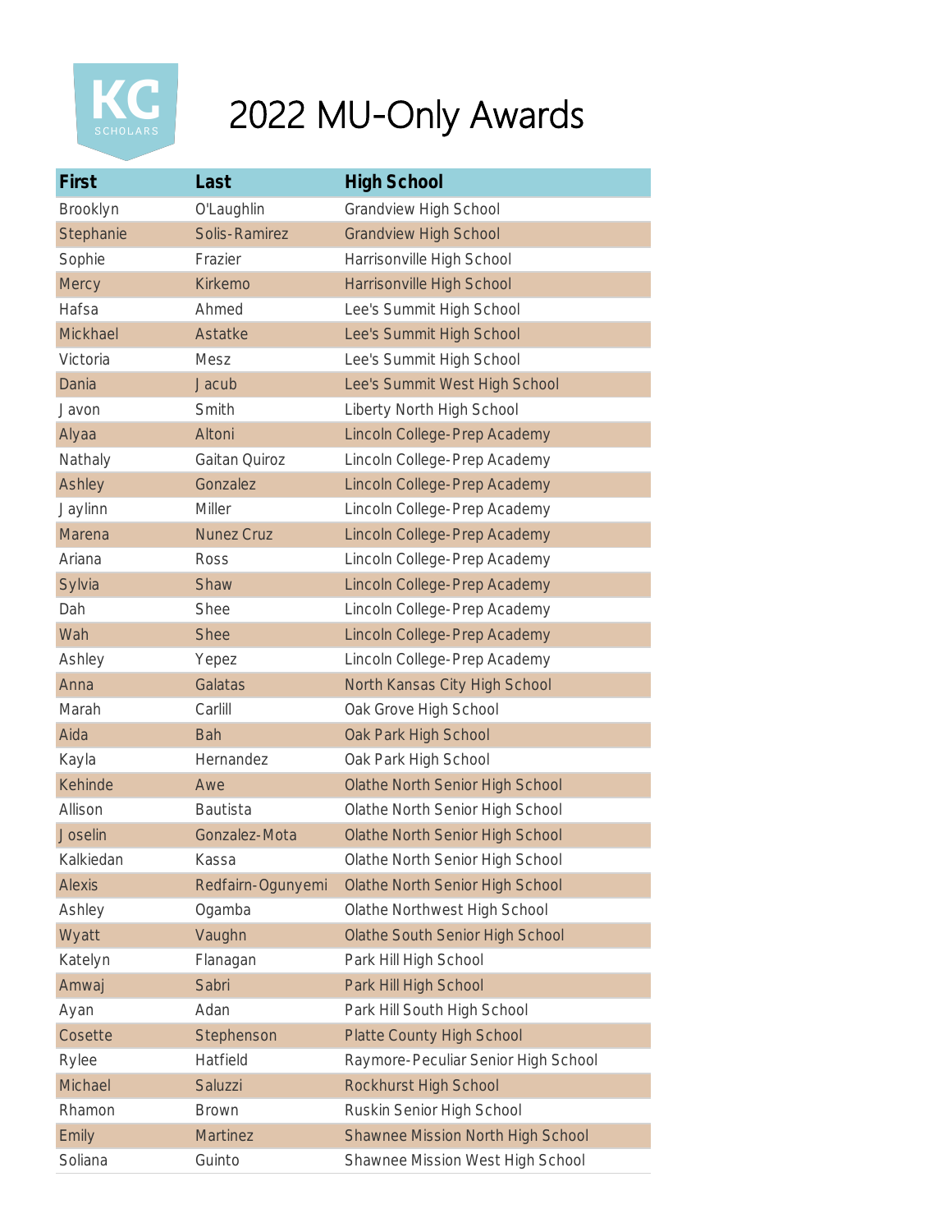# 2022 MU-Only Awards

| First | Last | High School |
|---|---|---|
| Brooklyn | O'Laughlin | Grandview High School |
| Stephanie | Solis-Ramirez | Grandview High School |
| Sophie | Frazier | Harrisonville High School |
| Mercy | Kirkemo | Harrisonville High School |
| Hafsa | Ahmed | Lee's Summit High School |
| Mickhael | Astatke | Lee's Summit High School |
| Victoria | Mesz | Lee's Summit High School |
| Dania | Jacub | Lee's Summit West High School |
| Javon | Smith | Liberty North High School |
| Alyaa | Altoni | Lincoln College-Prep Academy |
| Nathaly | Gaitan Quiroz | Lincoln College-Prep Academy |
| Ashley | Gonzalez | Lincoln College-Prep Academy |
| Jaylinn | Miller | Lincoln College-Prep Academy |
| Marena | Nunez Cruz | Lincoln College-Prep Academy |
| Ariana | Ross | Lincoln College-Prep Academy |
| Sylvia | Shaw | Lincoln College-Prep Academy |
| Dah | Shee | Lincoln College-Prep Academy |
| Wah | Shee | Lincoln College-Prep Academy |
| Ashley | Yepez | Lincoln College-Prep Academy |
| Anna | Galatas | North Kansas City High School |
| Marah | Carlill | Oak Grove High School |
| Aida | Bah | Oak Park High School |
| Kayla | Hernandez | Oak Park High School |
| Kehinde | Awe | Olathe North Senior High School |
| Allison | Bautista | Olathe North Senior High School |
| Joselin | Gonzalez-Mota | Olathe North Senior High School |
| Kalkiedan | Kassa | Olathe North Senior High School |
| Alexis | Redfairn-Ogunyemi | Olathe North Senior High School |
| Ashley | Ogamba | Olathe Northwest High School |
| Wyatt | Vaughn | Olathe South Senior High School |
| Katelyn | Flanagan | Park Hill High School |
| Amwaj | Sabri | Park Hill High School |
| Ayan | Adan | Park Hill South High School |
| Cosette | Stephenson | Platte County High School |
| Rylee | Hatfield | Raymore-Peculiar Senior High School |
| Michael | Saluzzi | Rockhurst High School |
| Rhamon | Brown | Ruskin Senior High School |
| Emily | Martinez | Shawnee Mission North High School |
| Soliana | Guinto | Shawnee Mission West High School |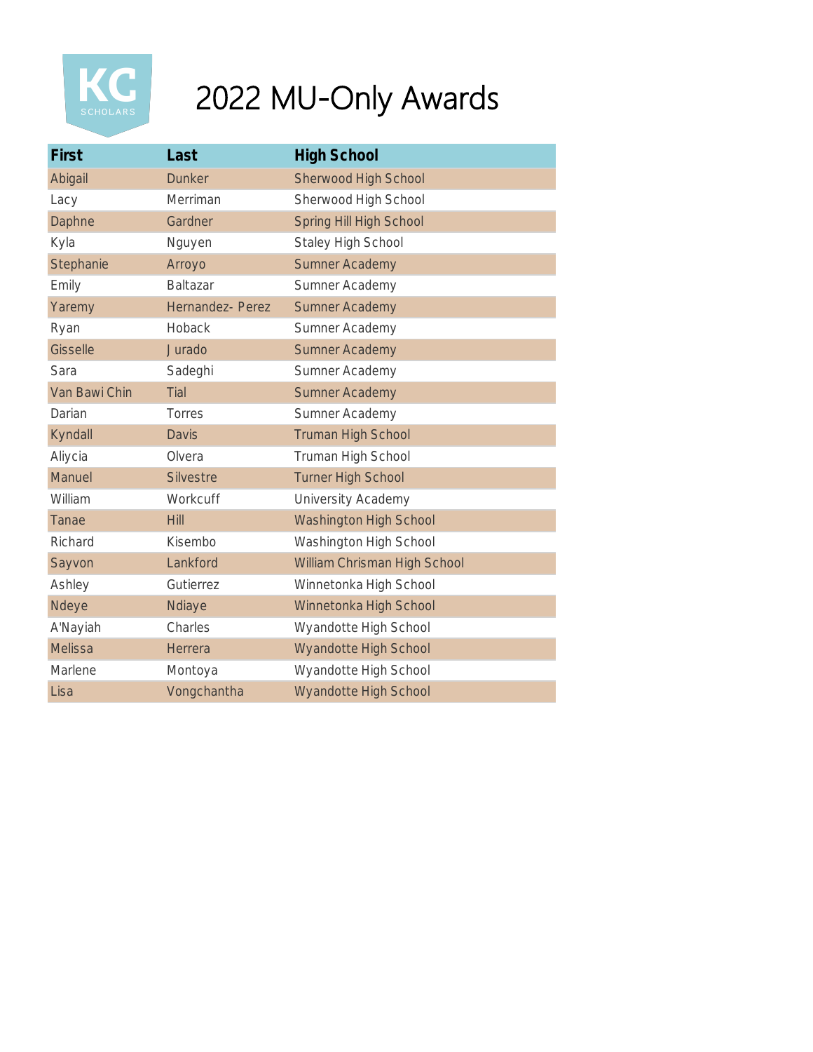KC SCHOLARS

# 2022 MU-Only Awards

| First | Last | High School |
| --- | --- | --- |
| Abigail | Dunker | Sherwood High School |
| Lacy | Merriman | Sherwood High School |
| Daphne | Gardner | Spring Hill High School |
| Kyla | Nguyen | Staley High School |
| Stephanie | Arroyo | Sumner Academy |
| Emily | Baltazar | Sumner Academy |
| Yaremy | Hernandez- Perez | Sumner Academy |
| Ryan | Hoback | Sumner Academy |
| Gisselle | Jurado | Sumner Academy |
| Sara | Sadeghi | Sumner Academy |
| Van Bawi Chin | Tial | Sumner Academy |
| Darian | Torres | Sumner Academy |
| Kyndall | Davis | Truman High School |
| Aliycia | Olvera | Truman High School |
| Manuel | Silvestre | Turner High School |
| William | Workcuff | University Academy |
| Tanae | Hill | Washington High School |
| Richard | Kisembo | Washington High School |
| Sayvon | Lankford | William Chrisman High School |
| Ashley | Gutierrez | Winnetonka High School |
| Ndeye | Ndiaye | Winnetonka High School |
| A'Nayiah | Charles | Wyandotte High School |
| Melissa | Herrera | Wyandotte High School |
| Marlene | Montoya | Wyandotte High School |
| Lisa | Vongchantha | Wyandotte High School |